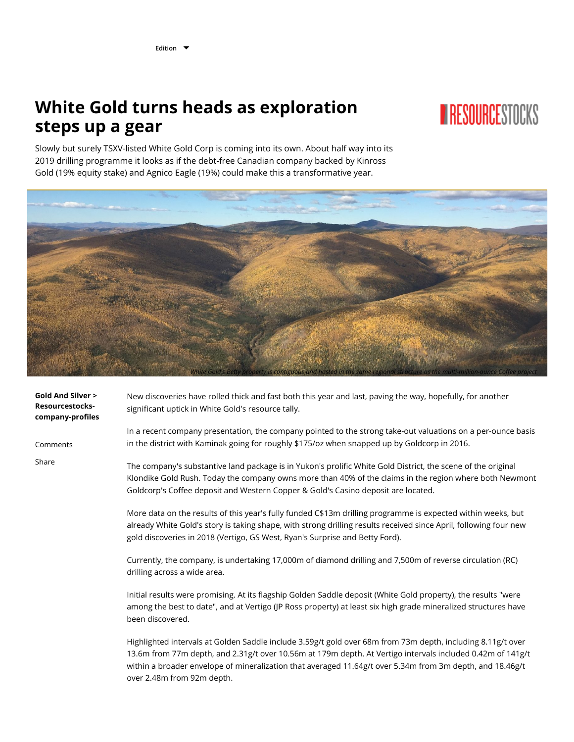# White Gold turns heads as exploration steps up a gear

Slowly but surely TSXV-listed White Gold Corp is coming into its own. About half way into its 2019 drilling programme it looks as if the debt-free Canadian company backed by Kinross Gold (19% equity stake) and Agnico Eagle (19%) could make this a transformative year.

*White Gold's Betty property is contiguous and hosted in the same regional structure as the multi-million-ounce Coffee project*

**Gold And Silver > Resourcestocks-company-profiles**

Comments

Share

New discoveries have rolled thick and fast both this year and last, paving the way, hopefully, for another significant uptick in White Gold's resource tally.

In a recent company presentation, the company pointed to the strong take-out valuations on a per-ounce basis in the district with Kaminak going for roughly $175/oz when snapped up by Goldcorp in 2016.

The company's substantive land package is in Yukon's prolific White Gold District, the scene of the original Klondike Gold Rush. Today the company owns more than 40% of the claims in the region where both Newmont Goldcorp's Coffee deposit and Western Copper & Gold's Casino deposit are located.

More data on the results of this year's fully funded C$13m drilling programme is expected within weeks, but already White Gold's story is taking shape, with strong drilling results received since April, following four new gold discoveries in 2018 (Vertigo, GS West, Ryan's Surprise and Betty Ford).

Currently, the company, is undertaking 17,000m of diamond drilling and 7,500m of reverse circulation (RC) drilling across a wide area.

Initial results were promising. At its flagship Golden Saddle deposit (White Gold property), the results "were among the best to date", and at Vertigo (JP Ross property) at least six high grade mineralized structures have been discovered.

Highlighted intervals at Golden Saddle include 3.59g/t gold over 68m from 73m depth, including 8.11g/t over 13.6m from 77m depth, and 2.31g/t over 10.56m at 179m depth. At Vertigo intervals included 0.42m of 141g/t within a broader envelope of mineralization that averaged 11.64g/t over 5.34m from 3m depth, and 18.46g/t over 2.48m from 92m depth.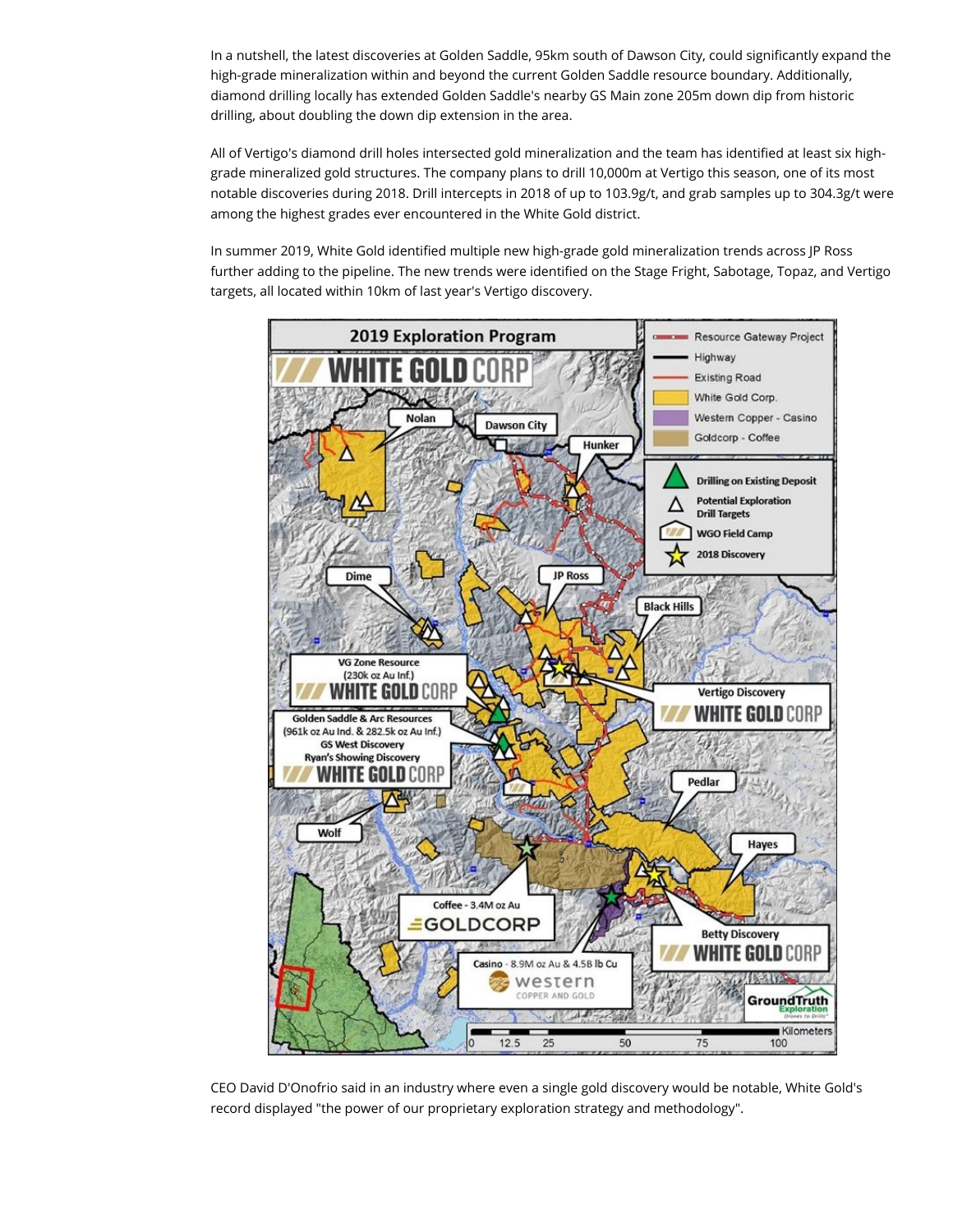In a nutshell, the latest discoveries at Golden Saddle, 95km south of Dawson City, could significantly expand the high-grade mineralization within and beyond the current Golden Saddle resource boundary. Additionally, diamond drilling locally has extended Golden Saddle's nearby GS Main zone 205m down dip from historic drilling, about doubling the down dip extension in the area.

All of Vertigo's diamond drill holes intersected gold mineralization and the team has identified at least six high-grade mineralized gold structures. The company plans to drill 10,000m at Vertigo this season, one of its most notable discoveries during 2018. Drill intercepts in 2018 of up to 103.9g/t, and grab samples up to 304.3g/t were among the highest grades ever encountered in the White Gold district.

In summer 2019, White Gold identified multiple new high-grade gold mineralization trends across JP Ross further adding to the pipeline. The new trends were identified on the Stage Fright, Sabotage, Topaz, and Vertigo targets, all located within 10km of last year's Vertigo discovery.

2019 Exploration Program

WHITE GOLD CORP

Resource Gateway Project
Highway
Existing Road
White Gold Corp.
Western Copper - Casino
Goldcorp - Coffee

Drilling on Existing Deposit
Potential Exploration Drill Targets
WGO Field Camp
2018 Discovery

Nolan
Dawson City
Hunker
Dime
JP Ross
Black Hills
VG Zone Resource (230k oz Au Inf.)
Vertigo Discovery
Golden Saddle & Arc Resources (961k oz Au Ind. & 282.5k oz Au Inf.)
GS West Discovery
Ryan's Showing Discovery
Pedlar
Wolf
Hayes
Coffee - 3.4M oz Au
GOLDCORP
Betty Discovery
Casino - 8.9M oz Au & 4.5B lb Cu
western COPPER AND GOLD
GroundTruth Exploration
Kilometers
0 12.5 25 50 75 100

CEO David D'Onofrio said in an industry where even a single gold discovery would be notable, White Gold's record displayed "the power of our proprietary exploration strategy and methodology".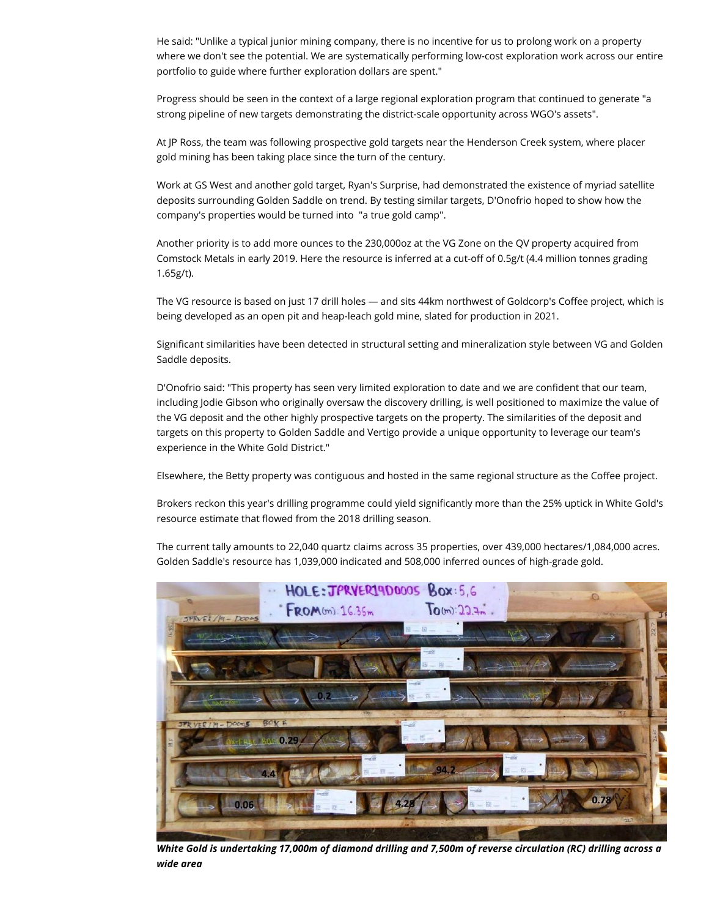He said: "Unlike a typical junior mining company, there is no incentive for us to prolong work on a property where we don't see the potential. We are systematically performing low-cost exploration work across our entire portfolio to guide where further exploration dollars are spent."

Progress should be seen in the context of a large regional exploration program that continued to generate "a strong pipeline of new targets demonstrating the district-scale opportunity across WGO's assets".

At JP Ross, the team was following prospective gold targets near the Henderson Creek system, where placer gold mining has been taking place since the turn of the century.

Work at GS West and another gold target, Ryan's Surprise, had demonstrated the existence of myriad satellite deposits surrounding Golden Saddle on trend. By testing similar targets, D'Onofrio hoped to show how the company's properties would be turned into "a true gold camp".

Another priority is to add more ounces to the 230,000oz at the VG Zone on the QV property acquired from Comstock Metals in early 2019. Here the resource is inferred at a cut-off of 0.5g/t (4.4 million tonnes grading 1.65g/t).

The VG resource is based on just 17 drill holes — and sits 44km northwest of Goldcorp's Coffee project, which is being developed as an open pit and heap-leach gold mine, slated for production in 2021.

Significant similarities have been detected in structural setting and mineralization style between VG and Golden Saddle deposits.

D'Onofrio said: "This property has seen very limited exploration to date and we are confident that our team, including Jodie Gibson who originally oversaw the discovery drilling, is well positioned to maximize the value of the VG deposit and the other highly prospective targets on the property. The similarities of the deposit and targets on this property to Golden Saddle and Vertigo provide a unique opportunity to leverage our team's experience in the White Gold District."

Elsewhere, the Betty property was contiguous and hosted in the same regional structure as the Coffee project.

Brokers reckon this year's drilling programme could yield significantly more than the 25% uptick in White Gold's resource estimate that flowed from the 2018 drilling season.

The current tally amounts to 22,040 quartz claims across 35 properties, over 439,000 hectares/1,084,000 acres. Golden Saddle's resource has 1,039,000 indicated and 508,000 inferred ounces of high-grade gold.

***White Gold is undertaking 17,000m of diamond drilling and 7,500m of reverse circulation (RC) drilling across a wide area***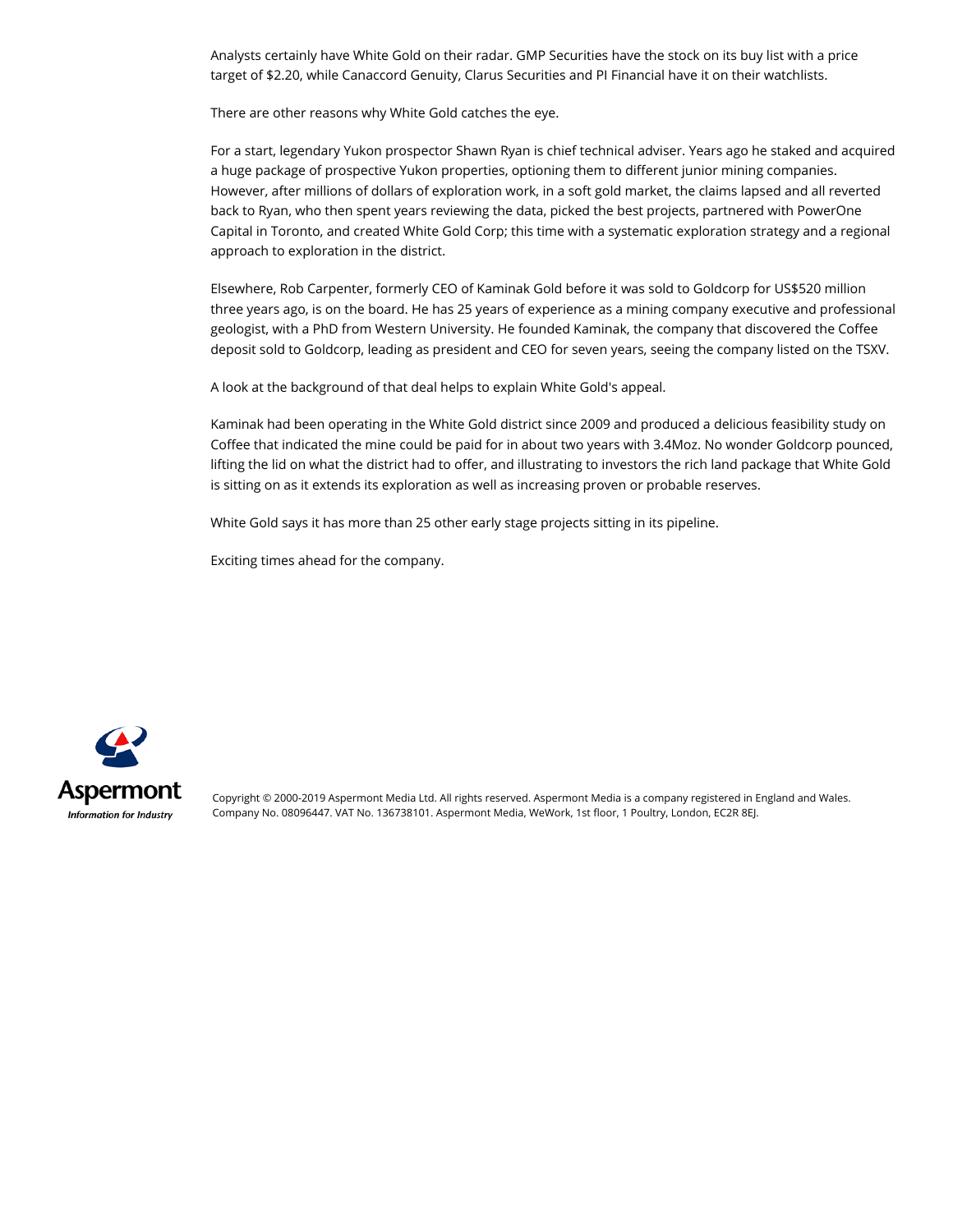Analysts certainly have White Gold on their radar. GMP Securities have the stock on its buy list with a price target of $2.20, while Canaccord Genuity, Clarus Securities and PI Financial have it on their watchlists.

There are other reasons why White Gold catches the eye.

For a start, legendary Yukon prospector Shawn Ryan is chief technical adviser. Years ago he staked and acquired a huge package of prospective Yukon properties, optioning them to different junior mining companies. However, after millions of dollars of exploration work, in a soft gold market, the claims lapsed and all reverted back to Ryan, who then spent years reviewing the data, picked the best projects, partnered with PowerOne Capital in Toronto, and created White Gold Corp; this time with a systematic exploration strategy and a regional approach to exploration in the district.

Elsewhere, Rob Carpenter, formerly CEO of Kaminak Gold before it was sold to Goldcorp for US$520 million three years ago, is on the board. He has 25 years of experience as a mining company executive and professional geologist, with a PhD from Western University. He founded Kaminak, the company that discovered the Coffee deposit sold to Goldcorp, leading as president and CEO for seven years, seeing the company listed on the TSXV.

A look at the background of that deal helps to explain White Gold's appeal.

Kaminak had been operating in the White Gold district since 2009 and produced a delicious feasibility study on Coffee that indicated the mine could be paid for in about two years with 3.4Moz. No wonder Goldcorp pounced, lifting the lid on what the district had to offer, and illustrating to investors the rich land package that White Gold is sitting on as it extends its exploration as well as increasing proven or probable reserves.

White Gold says it has more than 25 other early stage projects sitting in its pipeline.

Exciting times ahead for the company.

Aspermont
*Information for Industry*

Copyright © 2000-2019 Aspermont Media Ltd. All rights reserved. Aspermont Media is a company registered in England and Wales. Company No. 08096447. VAT No. 136738101. Aspermont Media, WeWork, 1st floor, 1 Poultry, London, EC2R 8EJ.